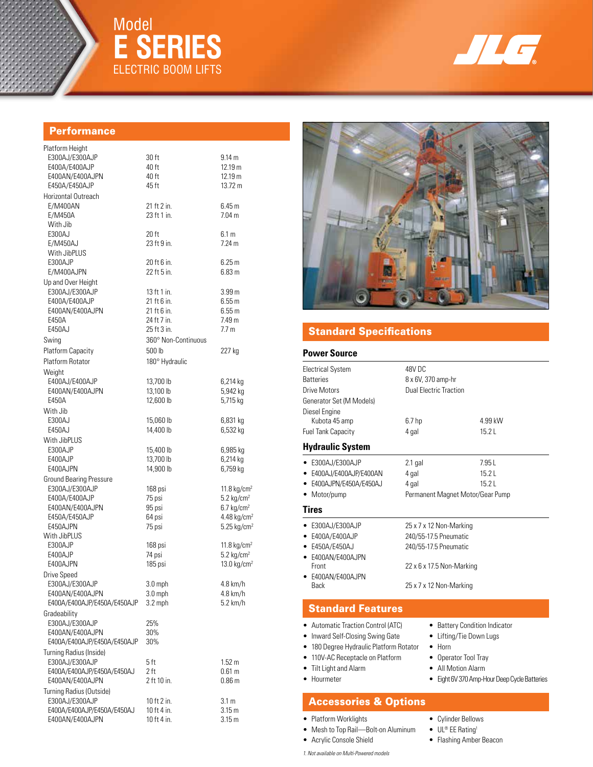# Model E SERIES

## ELECTRIC BOOM LIFTS

JLG®

## Performance

| | | |
|---|---|---|
| **Platform Height** | | |
| E300AJ/E300AJP | 30 ft | 9.14 m |
| E400A/E400AJP | 40 ft | 12.19 m |
| E400AN/E400AJPN | 40 ft | 12.19 m |
| E450A/E450AJP | 45 ft | 13.72 m |
| **Horizontal Outreach** | | |
| E/M400AN | 21 ft 2 in. | 6.45 m |
| E/M450A | 23 ft 1 in. | 7.04 m |
| With Jib | | |
| E300AJ | 20 ft | 6.1 m |
| E/M450AJ | 23 ft 9 in. | 7.24 m |
| With JibPLUS | | |
| E300AJP | 20 ft 6 in. | 6.25 m |
| E/M400AJPN | 22 ft 5 in. | 6.83 m |
| **Up and Over Height** | | |
| E300AJ/E300AJP | 13 ft 1 in. | 3.99 m |
| E400A/E400AJP | 21 ft 6 in. | 6.55 m |
| E400AN/E400AJPN | 21 ft 6 in. | 6.55 m |
| E450A | 24 ft 7 in. | 7.49 m |
| E450AJ | 25 ft 3 in. | 7.7 m |
| **Swing** | 360° Non-Continuous | |
| **Platform Capacity** | 500 lb | 227 kg |
| **Platform Rotator** | 180° Hydraulic | |
| **Weight** | | |
| E400AJ/E400AJP | 13,700 lb | 6,214 kg |
| E400AN/E400AJPN | 13,100 lb | 5,942 kg |
| E450A | 12,600 lb | 5,715 kg |
| With Jib | | |
| E300AJ | 15,060 lb | 6,831 kg |
| E450AJ | 14,400 lb | 6,532 kg |
| With JibPLUS | | |
| E300AJP | 15,400 lb | 6,985 kg |
| E400AJP | 13,700 lb | 6,214 kg |
| E400AJPN | 14,900 lb | 6,759 kg |
| **Ground Bearing Pressure** | | |
| E300AJ/E300AJP | 168 psi | 11.8 kg/cm² |
| E400A/E400AJP | 75 psi | 5.2 kg/cm² |
| E400AN/E400AJPN | 95 psi | 6.7 kg/cm² |
| E450A/E450AJP | 64 psi | 4.48 kg/cm² |
| E450AJPN | 75 psi | 5.25 kg/cm² |
| With JibPLUS | | |
| E300AJP | 168 psi | 11.8 kg/cm² |
| E400AJP | 74 psi | 5.2 kg/cm² |
| E400AJPN | 185 psi | 13.0 kg/cm² |
| **Drive Speed** | | |
| E300AJ/E300AJP | 3.0 mph | 4.8 km/h |
| E400AN/E400AJPN | 3.0 mph | 4.8 km/h |
| E400A/E400AJP/E450A/E450AJP | 3.2 mph | 5.2 km/h |
| **Gradeability** | | |
| E300AJ/E300AJP | 25% | |
| E400AN/E400AJPN | 30% | |
| E400A/E400AJP/E450A/E450AJP | 30% | |
| **Turning Radius (Inside)** | | |
| E300AJ/E300AJP | 5 ft | 1.52 m |
| E400A/E400AJP/E450A/E450AJ | 2 ft | 0.61 m |
| E400AN/E400AJPN | 2 ft 10 in. | 0.86 m |
| **Turning Radius (Outside)** | | |
| E300AJ/E300AJP | 10 ft 2 in. | 3.1 m |
| E400A/E400AJP/E450A/E450AJ | 10 ft 4 in. | 3.15 m |
| E400AN/E400AJPN | 10 ft 4 in. | 3.15 m |

## Standard Specifications

### Power Source

| | | |
|---|---|---|
| Electrical System | 48V DC | |
| Batteries | 8 x 6V, 370 amp-hr | |
| Drive Motors | Dual Electric Traction | |
| Generator Set (M Models) | | |
| Diesel Engine | | |
| Kubota 45 amp | 6.7 hp | 4.99 kW |
| Fuel Tank Capacity | 4 gal | 15.2 L |

### Hydraulic System

| | | |
|---|---|---|
| • E300AJ/E300AJP | 2.1 gal | 7.95 L |
| • E400AJ/E400AJP/E400AN | 4 gal | 15.2 L |
| • E400AJPN/E450A/E450AJ | 4 gal | 15.2 L |
| • Motor/pump | Permanent Magnet Motor/Gear Pump | |

### Tires

| | |
|---|---|
| • E300AJ/E300AJP | 25 x 7 x 12 Non-Marking |
| • E400A/E400AJP | 240/55-17.5 Pneumatic |
| • E450A/E450AJ | 240/55-17.5 Pneumatic |
| • E400AN/E400AJPN Front | 22 x 6 x 17.5 Non-Marking |
| • E400AN/E400AJPN Back | 25 x 7 x 12 Non-Marking |

## Standard Features

- Automatic Traction Control (ATC)
- Inward Self-Closing Swing Gate
- 180 Degree Hydraulic Platform Rotator
- 110V-AC Receptacle on Platform
- Tilt Light and Alarm
- Hourmeter
- Battery Condition Indicator
- Lifting/Tie Down Lugs
- Horn
- Operator Tool Tray
- All Motion Alarm
- Eight 6V 370 Amp-Hour Deep Cycle Batteries

## Accessories & Options

- Platform Worklights
- Mesh to Top Rail—Bolt-on Aluminum
- Acrylic Console Shield
- Cylinder Bellows
- UL® EE Rating[1]
- Flashing Amber Beacon

*1. Not available on Multi-Powered models*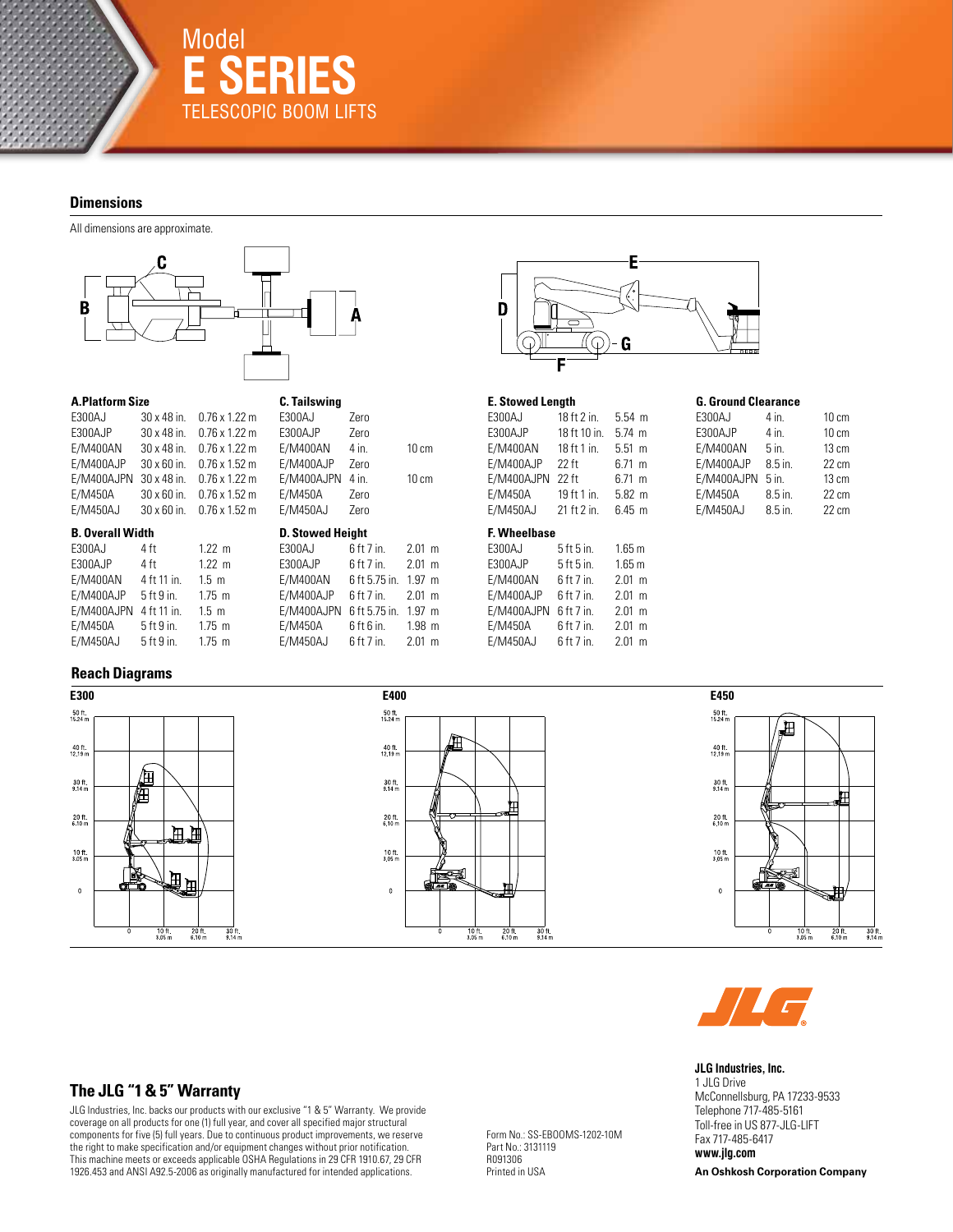Model
# E SERIES
TELESCOPIC BOOM LIFTS

## Dimensions

All dimensions are approximate.

C
B
A
D
E
G
F

**A. Platform Size**

| | | |
|---|---|---|
| E300AJ | 30 x 48 in. | 0.76 x 1.22 m |
| E300AJP | 30 x 48 in. | 0.76 x 1.22 m |
| E/M400AN | 30 x 48 in. | 0.76 x 1.22 m |
| E/M400AJP | 30 x 60 in. | 0.76 x 1.52 m |
| E/M400AJPN | 30 x 48 in. | 0.76 x 1.22 m |
| E/M450A | 30 x 60 in. | 0.76 x 1.52 m |
| E/M450AJ | 30 x 60 in. | 0.76 x 1.52 m |

**B. Overall Width**

| | | |
|---|---|---|
| E300AJ | 4 ft | 1.22 m |
| E300AJP | 4 ft | 1.22 m |
| E/M400AN | 4 ft 11 in. | 1.5 m |
| E/M400AJP | 5 ft 9 in. | 1.75 m |
| E/M400AJPN | 4 ft 11 in. | 1.5 m |
| E/M450A | 5 ft 9 in. | 1.75 m |
| E/M450AJ | 5 ft 9 in. | 1.75 m |

**C. Tailswing**

| | | |
|---|---|---|
| E300AJ | Zero | |
| E300AJP | Zero | |
| E/M400AN | 4 in. | 10 cm |
| E/M400AJP | Zero | |
| E/M400AJPN | 4 in. | 10 cm |
| E/M450A | Zero | |
| E/M450AJ | Zero | |

**D. Stowed Height**

| | | |
|---|---|---|
| E300AJ | 6 ft 7 in. | 2.01 m |
| E300AJP | 6 ft 7 in. | 2.01 m |
| E/M400AN | 6 ft 5.75 in. | 1.97 m |
| E/M400AJP | 6 ft 7 in. | 2.01 m |
| E/M400AJPN | 6 ft 5.75 in. | 1.97 m |
| E/M450A | 6 ft 6 in. | 1.98 m |
| E/M450AJ | 6 ft 7 in. | 2.01 m |

**E. Stowed Length**

| | | |
|---|---|---|
| E300AJ | 18 ft 2 in. | 5.54 m |
| E300AJP | 18 ft 10 in. | 5.74 m |
| E/M400AN | 18 ft 1 in. | 5.51 m |
| E/M400AJP | 22 ft | 6.71 m |
| E/M400AJPN | 22 ft | 6.71 m |
| E/M450A | 19 ft 1 in. | 5.82 m |
| E/M450AJ | 21 ft 2 in. | 6.45 m |

**F. Wheelbase**

| | | |
|---|---|---|
| E300AJ | 5 ft 5 in. | 1.65 m |
| E300AJP | 5 ft 5 in. | 1.65 m |
| E/M400AN | 6 ft 7 in. | 2.01 m |
| E/M400AJP | 6 ft 7 in. | 2.01 m |
| E/M400AJPN | 6 ft 7 in. | 2.01 m |
| E/M450A | 6 ft 7 in. | 2.01 m |
| E/M450AJ | 6 ft 7 in. | 2.01 m |

**G. Ground Clearance**

| | | |
|---|---|---|
| E300AJ | 4 in. | 10 cm |
| E300AJP | 4 in. | 10 cm |
| E/M400AN | 5 in. | 13 cm |
| E/M400AJP | 8.5 in. | 22 cm |
| E/M400AJPN | 5 in. | 13 cm |
| E/M450A | 8.5 in. | 22 cm |
| E/M450AJ | 8.5 in. | 22 cm |

## Reach Diagrams

**E300**

50 ft. 15.24 m
40 ft. 12.19 m
30 ft. 9.14 m
20 ft. 6.10 m
10 ft. 3.05 m
0
0
10 ft. 3.05 m
20 ft. 6.10 m
30 ft. 9.14 m

**E400**

50 ft. 15.24 m
40 ft. 12.19 m
30 ft. 9.14 m
20 ft. 6.10 m
10 ft. 3.05 m
0
0
10 ft. 3.05 m
20 ft. 6.10 m
30 ft. 9.14 m

**E450**

50 ft. 15.24 m
40 ft. 12.19 m
30 ft. 9.14 m
20 ft. 6.10 m
10 ft. 3.05 m
0
0
10 ft. 3.05 m
20 ft. 6.10 m
30 ft. 9.14 m

JLG

## The JLG "1 & 5" Warranty

JLG Industries, Inc. backs our products with our exclusive "1 & 5" Warranty. We provide coverage on all products for one (1) full year, and cover all specified major structural components for five (5) full years. Due to continuous product improvements, we reserve the right to make specification and/or equipment changes without prior notification. This machine meets or exceeds applicable OSHA Regulations in 29 CFR 1910.67, 29 CFR 1926.453 and ANSI A92.5-2006 as originally manufactured for intended applications.

Form No.: SS-EBOOMS-1202-10M
Part No.: 3131119
R091306
Printed in USA

**JLG Industries, Inc.**
1 JLG Drive
McConnellsburg, PA 17233-9533
Telephone 717-485-5161
Toll-free in US 877-JLG-LIFT
Fax 717-485-6417
**www.jlg.com**
**An Oshkosh Corporation Company**